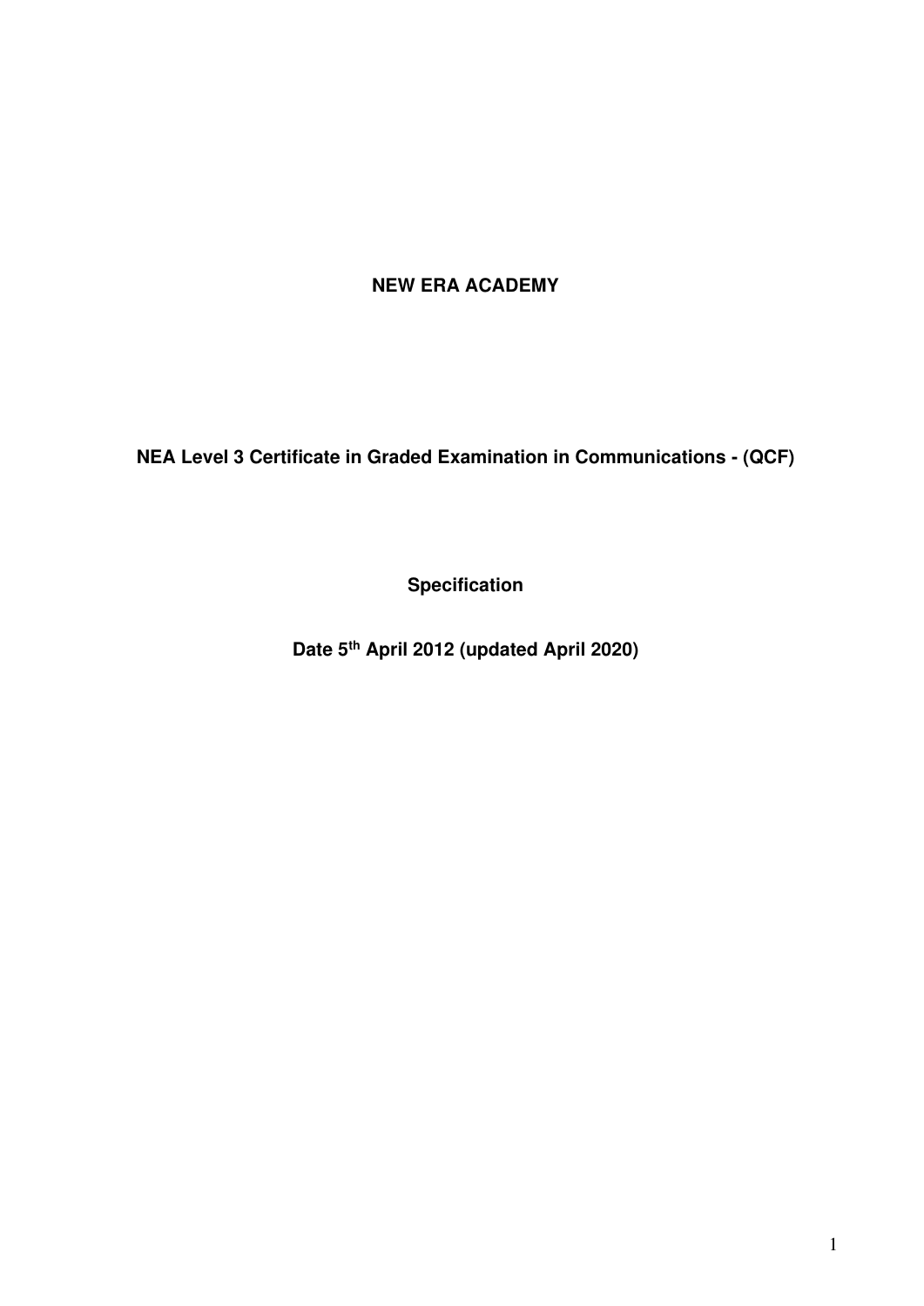# NEW ERA ACADEMY

## NEA Level 3 Certificate in Graded Examination in Communications - (QCF)

### Specification

**Date 5th April 2012 (updated April 2020)**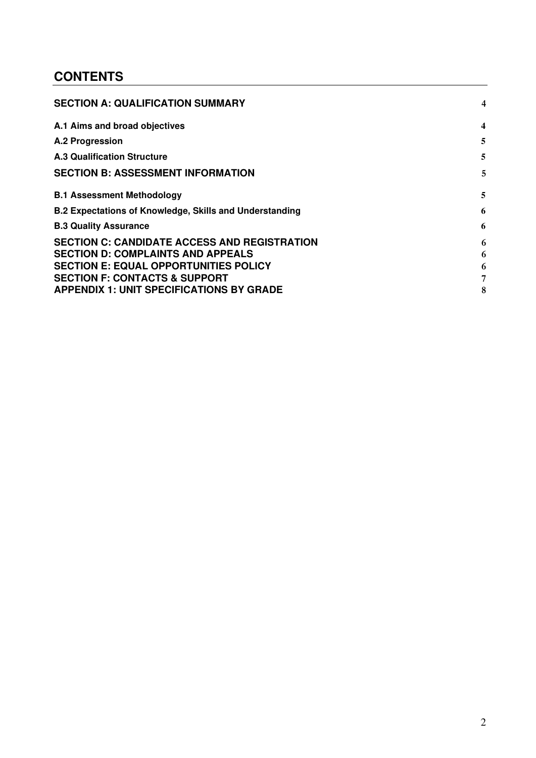## CONTENTS

| | |
|---|---|
| **SECTION A: QUALIFICATION SUMMARY** | 4 |
| **A.1 Aims and broad objectives** | 4 |
| **A.2 Progression** | 5 |
| **A.3 Qualification Structure** | 5 |
| **SECTION B: ASSESSMENT INFORMATION** | 5 |
| **B.1 Assessment Methodology** | 5 |
| **B.2 Expectations of Knowledge, Skills and Understanding** | 6 |
| **B.3 Quality Assurance** | 6 |
| **SECTION C: CANDIDATE ACCESS AND REGISTRATION** | 6 |
| **SECTION D: COMPLAINTS AND APPEALS** | 6 |
| **SECTION E: EQUAL OPPORTUNITIES POLICY** | 6 |
| **SECTION F: CONTACTS & SUPPORT** | 7 |
| **APPENDIX 1: UNIT SPECIFICATIONS BY GRADE** | 8 |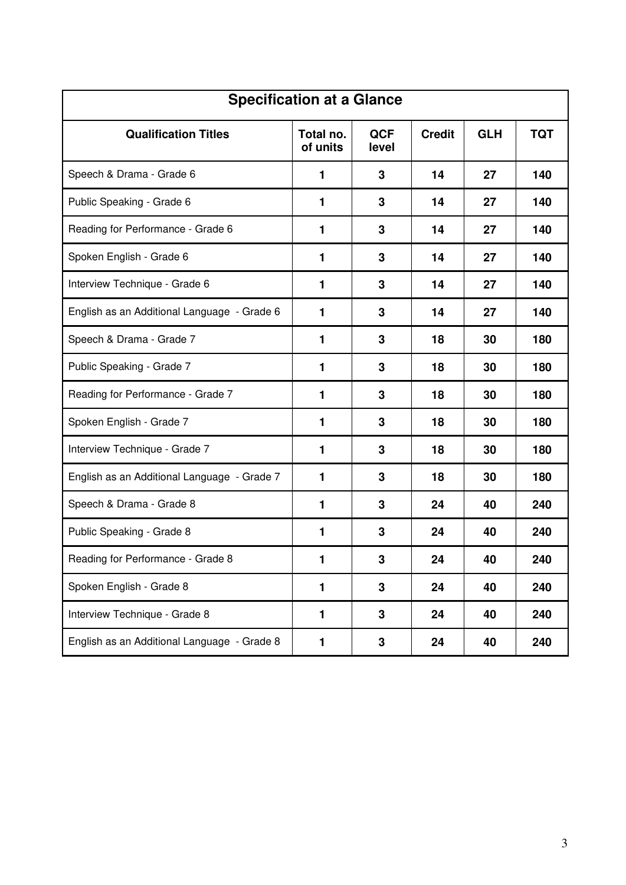| Specification at a Glance | | | | | |
|---|---|---|---|---|---|
| **Qualification Titles** | **Total no. of units** | **QCF level** | **Credit** | **GLH** | **TQT** |
| Speech & Drama - Grade 6 | **1** | **3** | **14** | **27** | **140** |
| Public Speaking - Grade 6 | **1** | **3** | **14** | **27** | **140** |
| Reading for Performance - Grade 6 | **1** | **3** | **14** | **27** | **140** |
| Spoken English - Grade 6 | **1** | **3** | **14** | **27** | **140** |
| Interview Technique - Grade 6 | **1** | **3** | **14** | **27** | **140** |
| English as an Additional Language - Grade 6 | **1** | **3** | **14** | **27** | **140** |
| Speech & Drama - Grade 7 | **1** | **3** | **18** | **30** | **180** |
| Public Speaking - Grade 7 | **1** | **3** | **18** | **30** | **180** |
| Reading for Performance - Grade 7 | **1** | **3** | **18** | **30** | **180** |
| Spoken English - Grade 7 | **1** | **3** | **18** | **30** | **180** |
| Interview Technique - Grade 7 | **1** | **3** | **18** | **30** | **180** |
| English as an Additional Language - Grade 7 | **1** | **3** | **18** | **30** | **180** |
| Speech & Drama - Grade 8 | **1** | **3** | **24** | **40** | **240** |
| Public Speaking - Grade 8 | **1** | **3** | **24** | **40** | **240** |
| Reading for Performance - Grade 8 | **1** | **3** | **24** | **40** | **240** |
| Spoken English - Grade 8 | **1** | **3** | **24** | **40** | **240** |
| Interview Technique - Grade 8 | **1** | **3** | **24** | **40** | **240** |
| English as an Additional Language - Grade 8 | **1** | **3** | **24** | **40** | **240** |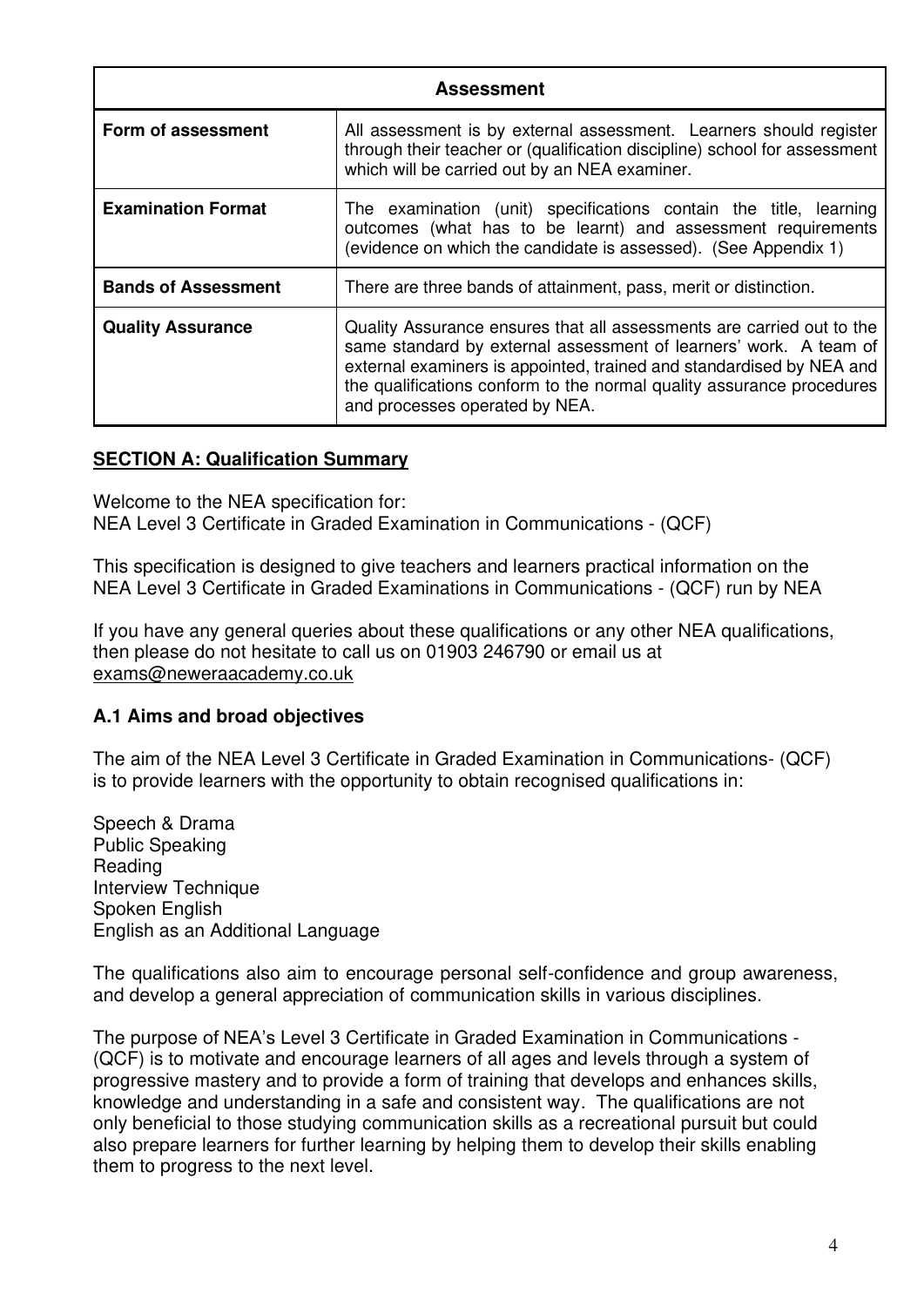| Assessment | |
|---|---|
| **Form of assessment** | All assessment is by external assessment. Learners should register through their teacher or (qualification discipline) school for assessment which will be carried out by an NEA examiner. |
| **Examination Format** | The examination (unit) specifications contain the title, learning outcomes (what has to be learnt) and assessment requirements (evidence on which the candidate is assessed). (See Appendix 1) |
| **Bands of Assessment** | There are three bands of attainment, pass, merit or distinction. |
| **Quality Assurance** | Quality Assurance ensures that all assessments are carried out to the same standard by external assessment of learners' work. A team of external examiners is appointed, trained and standardised by NEA and the qualifications conform to the normal quality assurance procedures and processes operated by NEA. |

## SECTION A: Qualification Summary

Welcome to the NEA specification for:
NEA Level 3 Certificate in Graded Examination in Communications - (QCF)

This specification is designed to give teachers and learners practical information on the NEA Level 3 Certificate in Graded Examinations in Communications - (QCF) run by NEA

If you have any general queries about these qualifications or any other NEA qualifications, then please do not hesitate to call us on 01903 246790 or email us at exams@neweraacademy.co.uk

### A.1 Aims and broad objectives

The aim of the NEA Level 3 Certificate in Graded Examination in Communications- (QCF) is to provide learners with the opportunity to obtain recognised qualifications in:

Speech & Drama
Public Speaking
Reading
Interview Technique
Spoken English
English as an Additional Language

The qualifications also aim to encourage personal self-confidence and group awareness, and develop a general appreciation of communication skills in various disciplines.

The purpose of NEA's Level 3 Certificate in Graded Examination in Communications - (QCF) is to motivate and encourage learners of all ages and levels through a system of progressive mastery and to provide a form of training that develops and enhances skills, knowledge and understanding in a safe and consistent way. The qualifications are not only beneficial to those studying communication skills as a recreational pursuit but could also prepare learners for further learning by helping them to develop their skills enabling them to progress to the next level.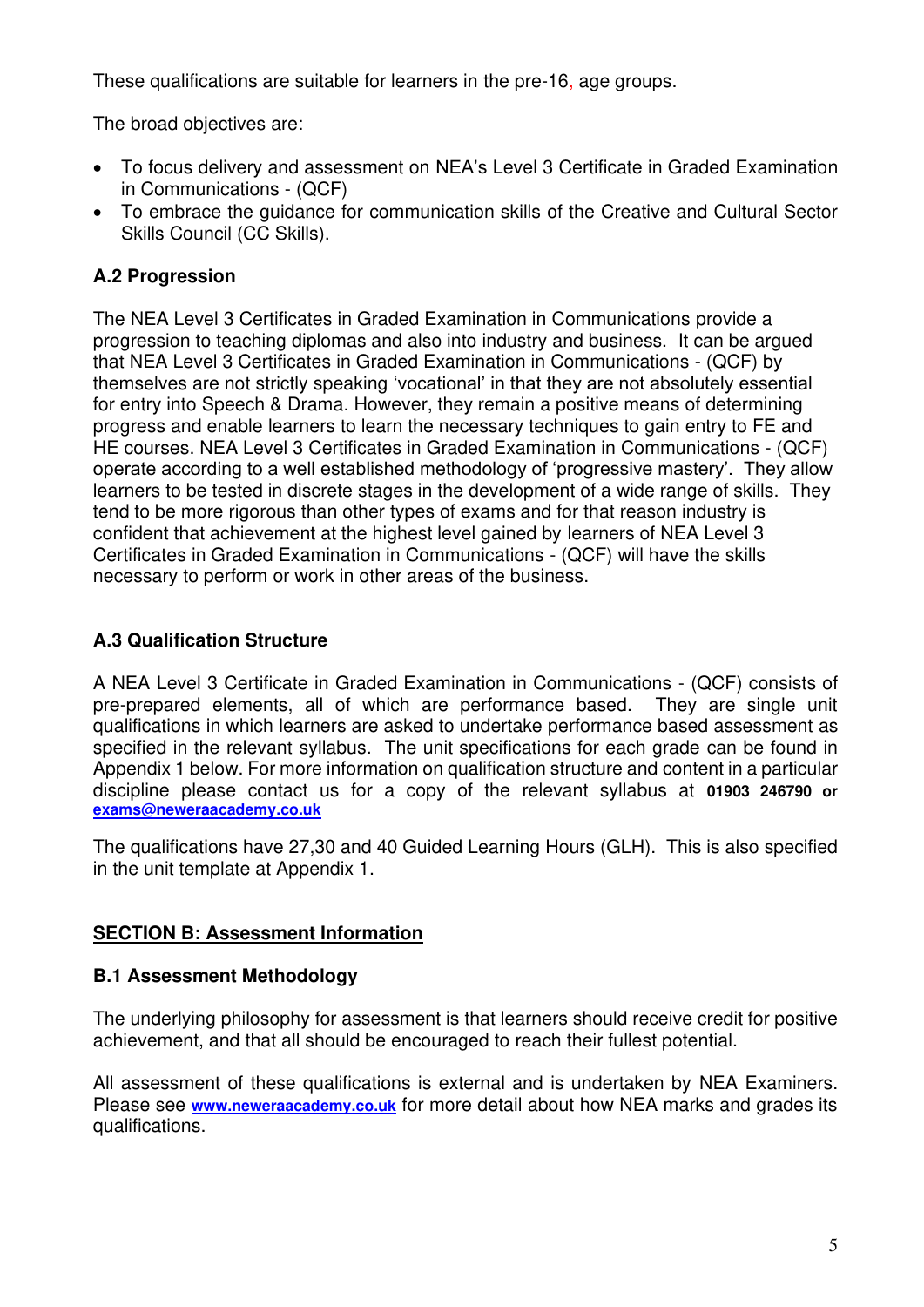These qualifications are suitable for learners in the pre-16, age groups.

The broad objectives are:

- To focus delivery and assessment on NEA's Level 3 Certificate in Graded Examination in Communications - (QCF)
- To embrace the guidance for communication skills of the Creative and Cultural Sector Skills Council (CC Skills).

### A.2 Progression

The NEA Level 3 Certificates in Graded Examination in Communications provide a progression to teaching diplomas and also into industry and business. It can be argued that NEA Level 3 Certificates in Graded Examination in Communications - (QCF) by themselves are not strictly speaking 'vocational' in that they are not absolutely essential for entry into Speech & Drama. However, they remain a positive means of determining progress and enable learners to learn the necessary techniques to gain entry to FE and HE courses. NEA Level 3 Certificates in Graded Examination in Communications - (QCF) operate according to a well established methodology of 'progressive mastery'. They allow learners to be tested in discrete stages in the development of a wide range of skills. They tend to be more rigorous than other types of exams and for that reason industry is confident that achievement at the highest level gained by learners of NEA Level 3 Certificates in Graded Examination in Communications - (QCF) will have the skills necessary to perform or work in other areas of the business.

### A.3 Qualification Structure

A NEA Level 3 Certificate in Graded Examination in Communications - (QCF) consists of pre-prepared elements, all of which are performance based. They are single unit qualifications in which learners are asked to undertake performance based assessment as specified in the relevant syllabus. The unit specifications for each grade can be found in Appendix 1 below. For more information on qualification structure and content in a particular discipline please contact us for a copy of the relevant syllabus at **01903 246790 or [exams@neweraacademy.co.uk](mailto:exams@neweraacademy.co.uk)**

The qualifications have 27,30 and 40 Guided Learning Hours (GLH). This is also specified in the unit template at Appendix 1.

## SECTION B: Assessment Information

### B.1 Assessment Methodology

The underlying philosophy for assessment is that learners should receive credit for positive achievement, and that all should be encouraged to reach their fullest potential.

All assessment of these qualifications is external and is undertaken by NEA Examiners. Please see **[www.neweraacademy.co.uk](http://www.neweraacademy.co.uk)** for more detail about how NEA marks and grades its qualifications.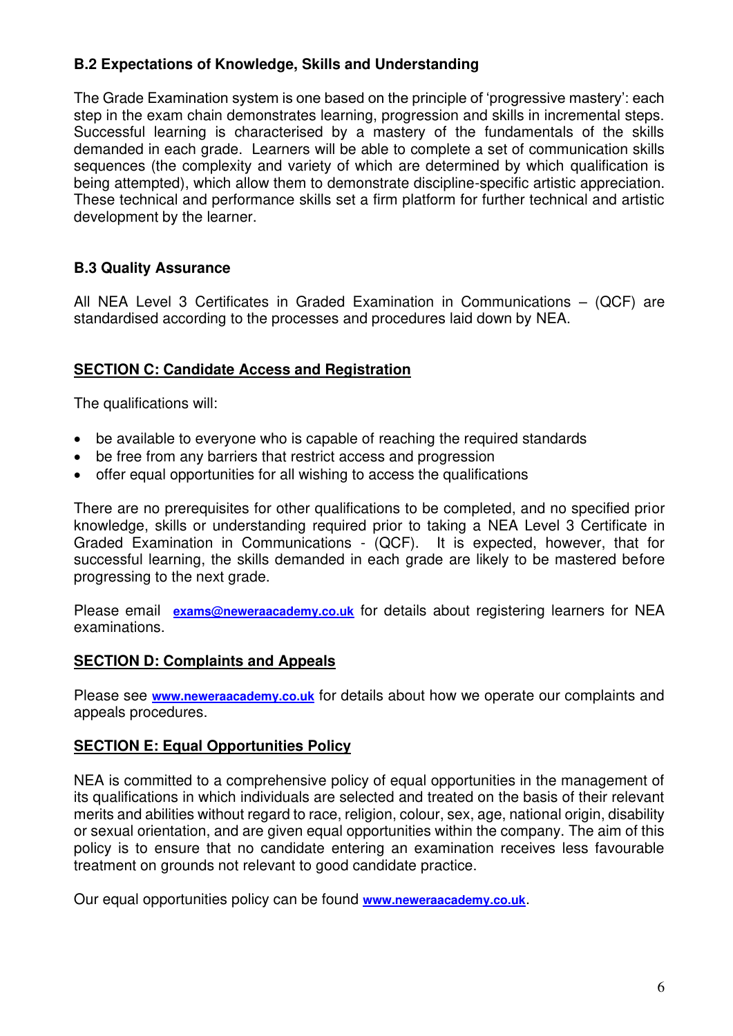### B.2 Expectations of Knowledge, Skills and Understanding

The Grade Examination system is one based on the principle of 'progressive mastery': each step in the exam chain demonstrates learning, progression and skills in incremental steps. Successful learning is characterised by a mastery of the fundamentals of the skills demanded in each grade. Learners will be able to complete a set of communication skills sequences (the complexity and variety of which are determined by which qualification is being attempted), which allow them to demonstrate discipline-specific artistic appreciation. These technical and performance skills set a firm platform for further technical and artistic development by the learner.

### B.3 Quality Assurance

All NEA Level 3 Certificates in Graded Examination in Communications – (QCF) are standardised according to the processes and procedures laid down by NEA.

## SECTION C: Candidate Access and Registration

The qualifications will:

- be available to everyone who is capable of reaching the required standards
- be free from any barriers that restrict access and progression
- offer equal opportunities for all wishing to access the qualifications

There are no prerequisites for other qualifications to be completed, and no specified prior knowledge, skills or understanding required prior to taking a NEA Level 3 Certificate in Graded Examination in Communications - (QCF). It is expected, however, that for successful learning, the skills demanded in each grade are likely to be mastered before progressing to the next grade.

Please email **exams@neweraacademy.co.uk** for details about registering learners for NEA examinations.

## SECTION D: Complaints and Appeals

Please see **www.neweraacademy.co.uk** for details about how we operate our complaints and appeals procedures.

## SECTION E: Equal Opportunities Policy

NEA is committed to a comprehensive policy of equal opportunities in the management of its qualifications in which individuals are selected and treated on the basis of their relevant merits and abilities without regard to race, religion, colour, sex, age, national origin, disability or sexual orientation, and are given equal opportunities within the company. The aim of this policy is to ensure that no candidate entering an examination receives less favourable treatment on grounds not relevant to good candidate practice.

Our equal opportunities policy can be found **www.neweraacademy.co.uk**.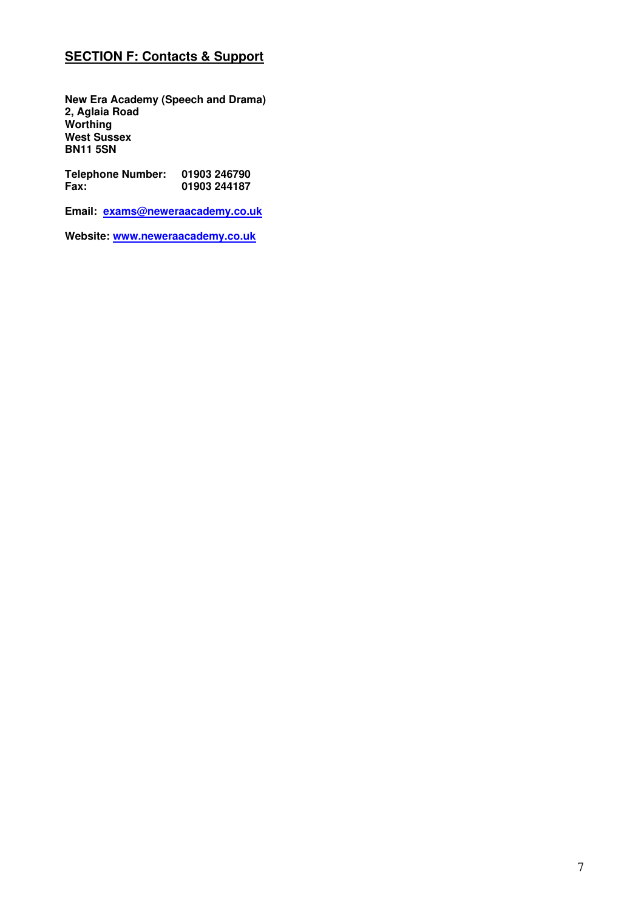## SECTION F: Contacts & Support

**New Era Academy (Speech and Drama)**
**2, Aglaia Road**
**Worthing**
**West Sussex**
**BN11 5SN**

**Telephone Number:** **01903 246790**
**Fax:** **01903 244187**

**Email:** **exams@neweraacademy.co.uk**

**Website:** **www.neweraacademy.co.uk**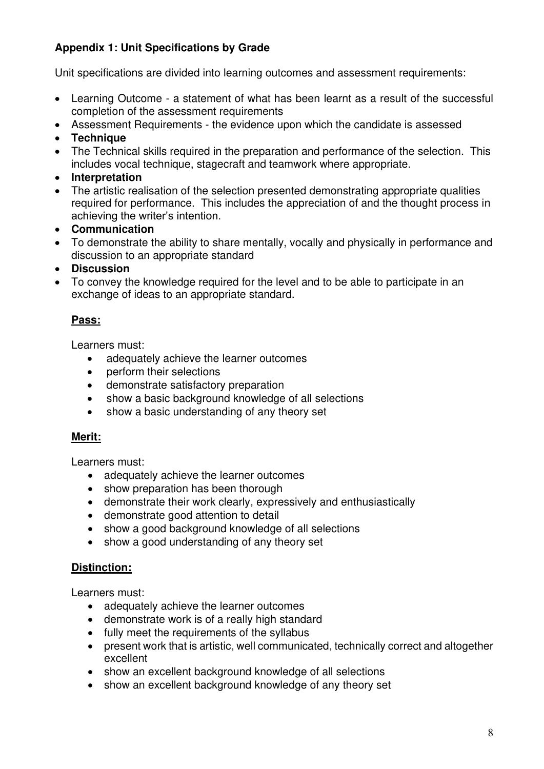### Appendix 1: Unit Specifications by Grade

Unit specifications are divided into learning outcomes and assessment requirements:

- Learning Outcome - a statement of what has been learnt as a result of the successful completion of the assessment requirements
- Assessment Requirements - the evidence upon which the candidate is assessed
- **Technique**
- The Technical skills required in the preparation and performance of the selection. This includes vocal technique, stagecraft and teamwork where appropriate.
- **Interpretation**
- The artistic realisation of the selection presented demonstrating appropriate qualities required for performance. This includes the appreciation of and the thought process in achieving the writer's intention.
- **Communication**
- To demonstrate the ability to share mentally, vocally and physically in performance and discussion to an appropriate standard
- **Discussion**
- To convey the knowledge required for the level and to be able to participate in an exchange of ideas to an appropriate standard.

**Pass:**

Learners must:

- adequately achieve the learner outcomes
- perform their selections
- demonstrate satisfactory preparation
- show a basic background knowledge of all selections
- show a basic understanding of any theory set

**Merit:**

Learners must:

- adequately achieve the learner outcomes
- show preparation has been thorough
- demonstrate their work clearly, expressively and enthusiastically
- demonstrate good attention to detail
- show a good background knowledge of all selections
- show a good understanding of any theory set

**Distinction:**

Learners must:

- adequately achieve the learner outcomes
- demonstrate work is of a really high standard
- fully meet the requirements of the syllabus
- present work that is artistic, well communicated, technically correct and altogether excellent
- show an excellent background knowledge of all selections
- show an excellent background knowledge of any theory set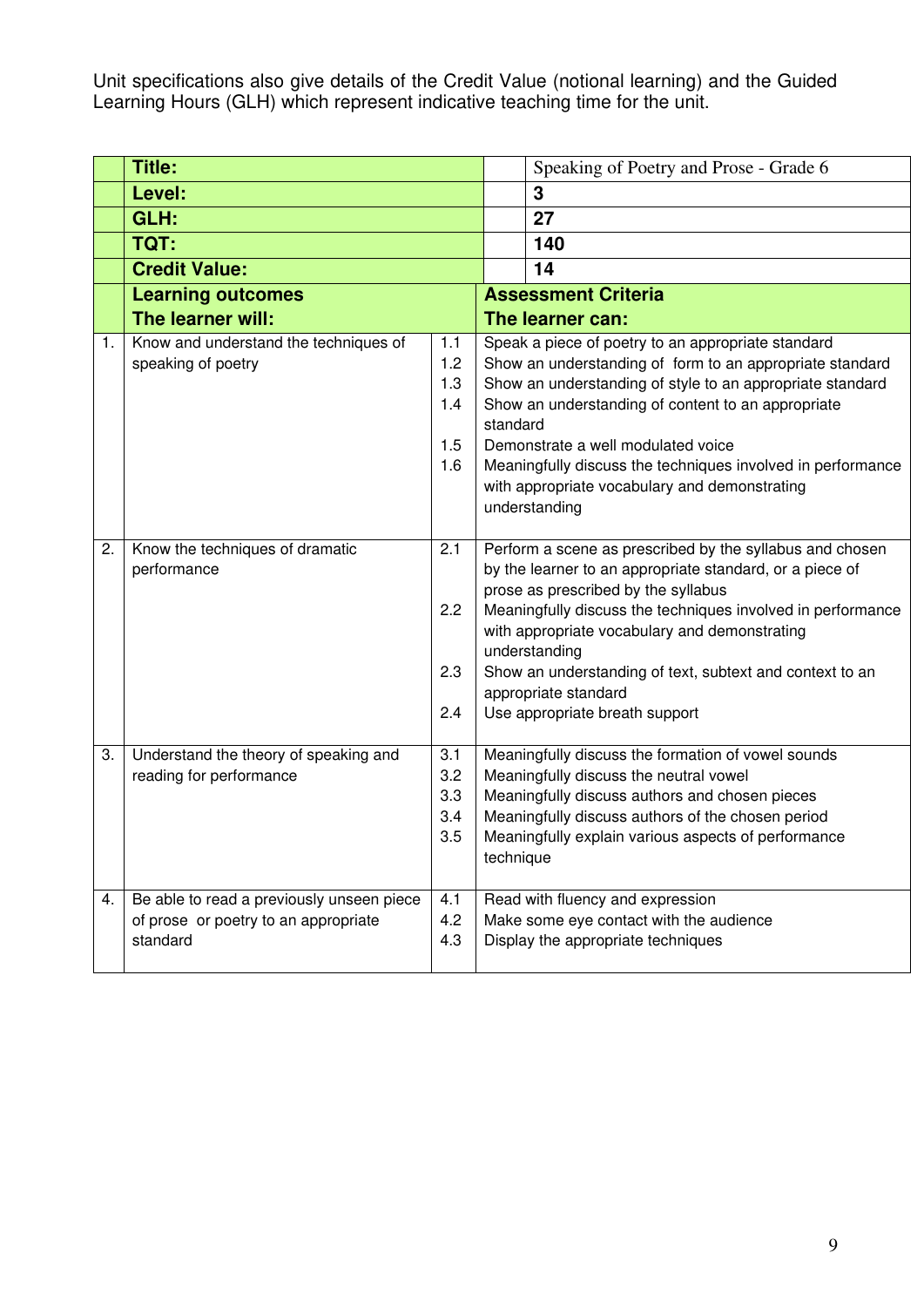Unit specifications also give details of the Credit Value (notional learning) and the Guided Learning Hours (GLH) which represent indicative teaching time for the unit.

| | **Title:** | | Speaking of Poetry and Prose - Grade 6 |
|---|---|---|---|
| | **Level:** | | **3** |
| | **GLH:** | | **27** |
| | **TQT:** | | **140** |
| | **Credit Value:** | | **14** |
| | **Learning outcomes**<br>**The learner will:** | | **Assessment Criteria**<br>**The learner can:** |
| 1. | Know and understand the techniques of speaking of poetry | 1.1<br>1.2<br>1.3<br>1.4<br><br>1.5<br>1.6 | Speak a piece of poetry to an appropriate standard<br>Show an understanding of form to an appropriate standard<br>Show an understanding of style to an appropriate standard<br>Show an understanding of content to an appropriate standard<br>Demonstrate a well modulated voice<br>Meaningfully discuss the techniques involved in performance with appropriate vocabulary and demonstrating understanding |
| 2. | Know the techniques of dramatic performance | 2.1<br><br><br>2.2<br><br><br>2.3<br><br>2.4 | Perform a scene as prescribed by the syllabus and chosen by the learner to an appropriate standard, or a piece of prose as prescribed by the syllabus<br>Meaningfully discuss the techniques involved in performance with appropriate vocabulary and demonstrating understanding<br>Show an understanding of text, subtext and context to an appropriate standard<br>Use appropriate breath support |
| 3. | Understand the theory of speaking and reading for performance | 3.1<br>3.2<br>3.3<br>3.4<br>3.5 | Meaningfully discuss the formation of vowel sounds<br>Meaningfully discuss the neutral vowel<br>Meaningfully discuss authors and chosen pieces<br>Meaningfully discuss authors of the chosen period<br>Meaningfully explain various aspects of performance technique |
| 4. | Be able to read a previously unseen piece of prose or poetry to an appropriate standard | 4.1<br>4.2<br>4.3 | Read with fluency and expression<br>Make some eye contact with the audience<br>Display the appropriate techniques |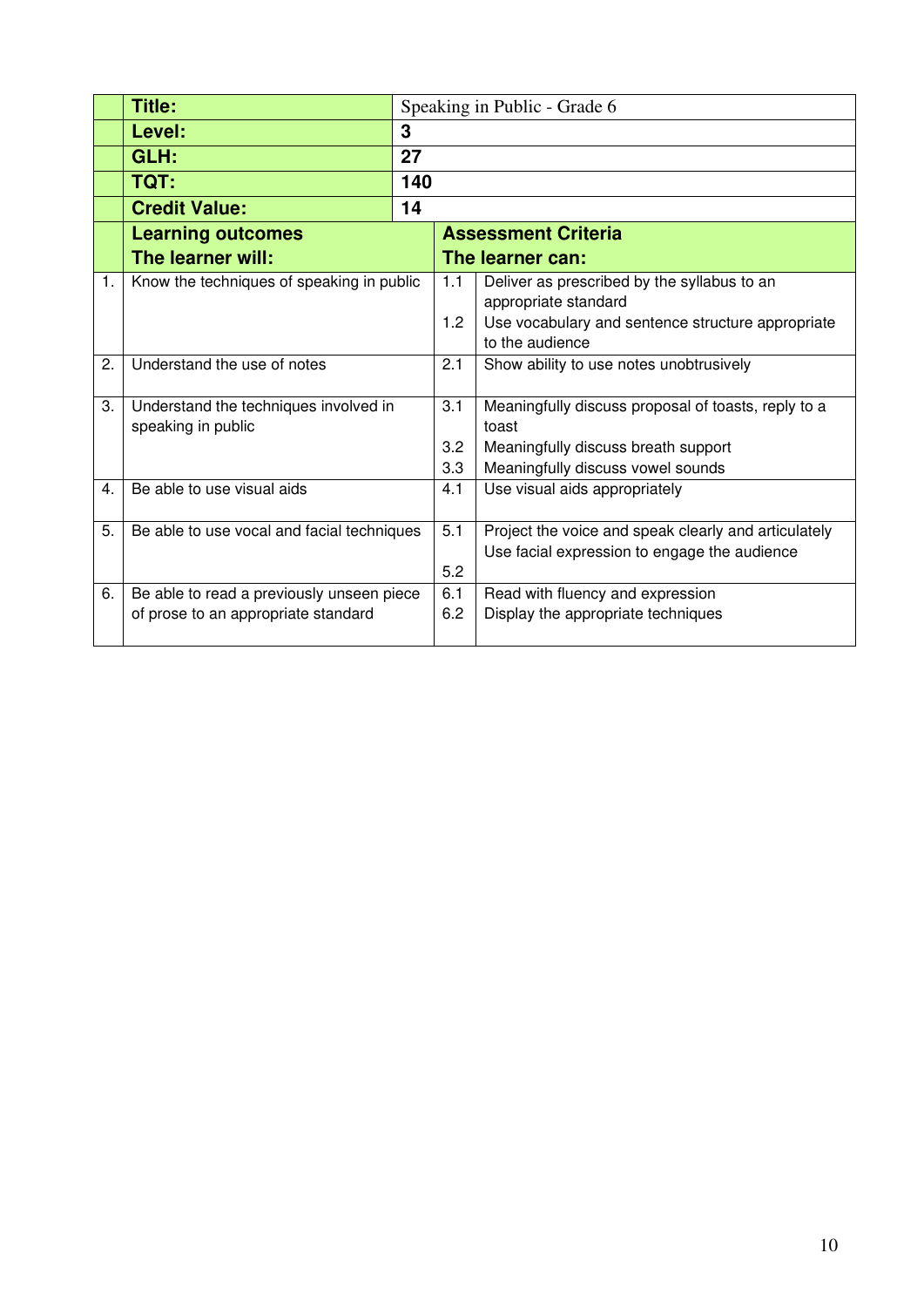| | | | |
|---|---|---|---|
| **Title:** | Speaking in Public - Grade 6 | | |
| **Level:** | **3** | | |
| **GLH:** | **27** | | |
| **TQT:** | **140** | | |
| **Credit Value:** | **14** | | |

| | **Learning outcomes**<br>**The learner will:** | | **Assessment Criteria**<br>**The learner can:** |
|---|---|---|---|
| 1. | Know the techniques of speaking in public | 1.1<br>1.2 | Deliver as prescribed by the syllabus to an appropriate standard<br>Use vocabulary and sentence structure appropriate to the audience |
| 2. | Understand the use of notes | 2.1 | Show ability to use notes unobtrusively |
| 3. | Understand the techniques involved in speaking in public | 3.1<br>3.2<br>3.3 | Meaningfully discuss proposal of toasts, reply to a toast<br>Meaningfully discuss breath support<br>Meaningfully discuss vowel sounds |
| 4. | Be able to use visual aids | 4.1 | Use visual aids appropriately |
| 5. | Be able to use vocal and facial techniques | 5.1<br>5.2 | Project the voice and speak clearly and articulately<br>Use facial expression to engage the audience |
| 6. | Be able to read a previously unseen piece of prose to an appropriate standard | 6.1<br>6.2 | Read with fluency and expression<br>Display the appropriate techniques |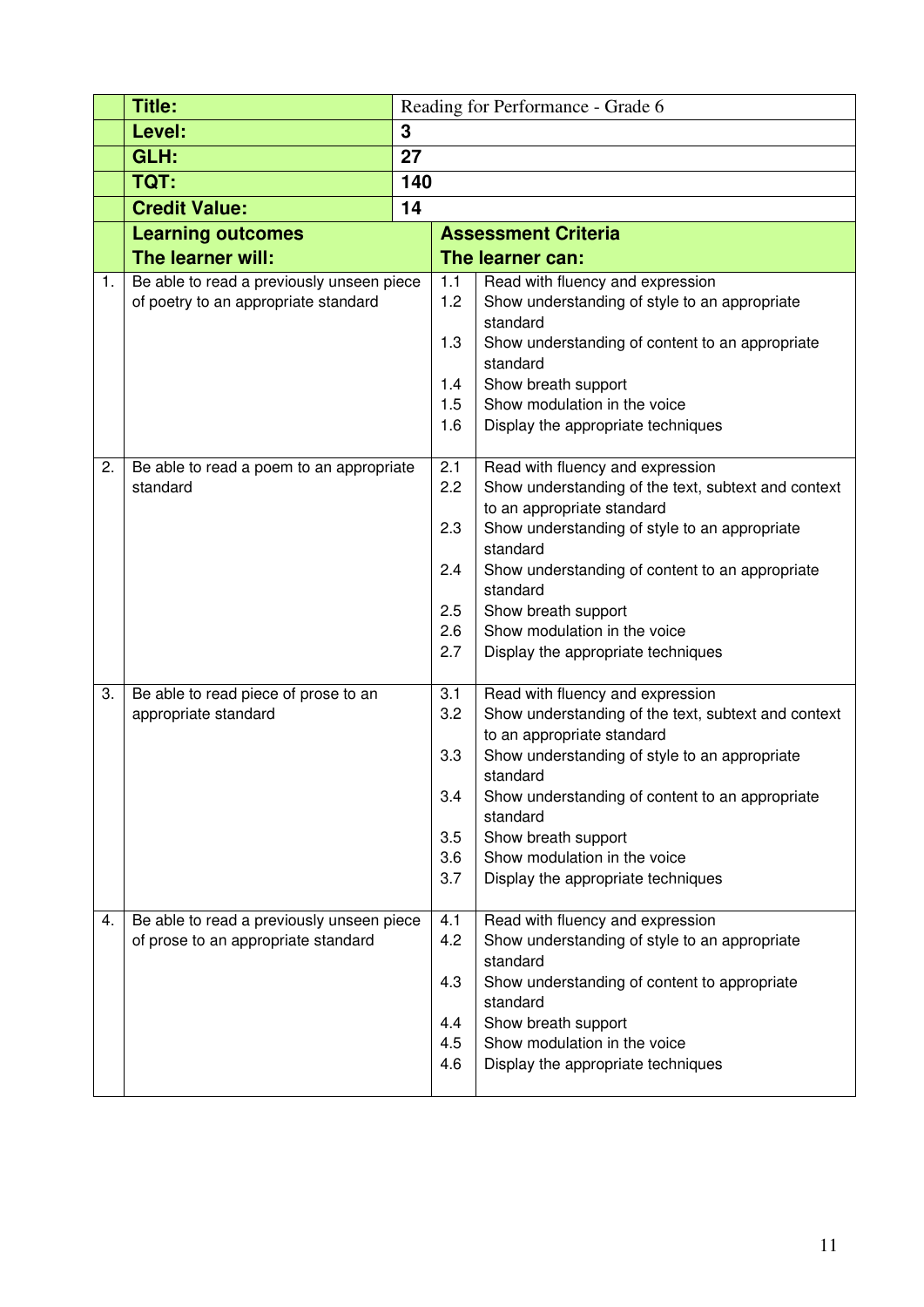| | Title: | Reading for Performance - Grade 6 | |
|---|---|---|---|
| | **Level:** | **3** | |
| | **GLH:** | **27** | |
| | **TQT:** | **140** | |
| | **Credit Value:** | **14** | |
| | **Learning outcomes**<br>**The learner will:** | **Assessment Criteria**<br>**The learner can:** | |
| 1. | Be able to read a previously unseen piece of poetry to an appropriate standard | 1.1 | Read with fluency and expression |
| | | 1.2 | Show understanding of style to an appropriate standard |
| | | 1.3 | Show understanding of content to an appropriate standard |
| | | 1.4 | Show breath support |
| | | 1.5 | Show modulation in the voice |
| | | 1.6 | Display the appropriate techniques |
| 2. | Be able to read a poem to an appropriate standard | 2.1 | Read with fluency and expression |
| | | 2.2 | Show understanding of the text, subtext and context to an appropriate standard |
| | | 2.3 | Show understanding of style to an appropriate standard |
| | | 2.4 | Show understanding of content to an appropriate standard |
| | | 2.5 | Show breath support |
| | | 2.6 | Show modulation in the voice |
| | | 2.7 | Display the appropriate techniques |
| 3. | Be able to read piece of prose to an appropriate standard | 3.1 | Read with fluency and expression |
| | | 3.2 | Show understanding of the text, subtext and context to an appropriate standard |
| | | 3.3 | Show understanding of style to an appropriate standard |
| | | 3.4 | Show understanding of content to an appropriate standard |
| | | 3.5 | Show breath support |
| | | 3.6 | Show modulation in the voice |
| | | 3.7 | Display the appropriate techniques |
| 4. | Be able to read a previously unseen piece of prose to an appropriate standard | 4.1 | Read with fluency and expression |
| | | 4.2 | Show understanding of style to an appropriate standard |
| | | 4.3 | Show understanding of content to appropriate standard |
| | | 4.4 | Show breath support |
| | | 4.5 | Show modulation in the voice |
| | | 4.6 | Display the appropriate techniques |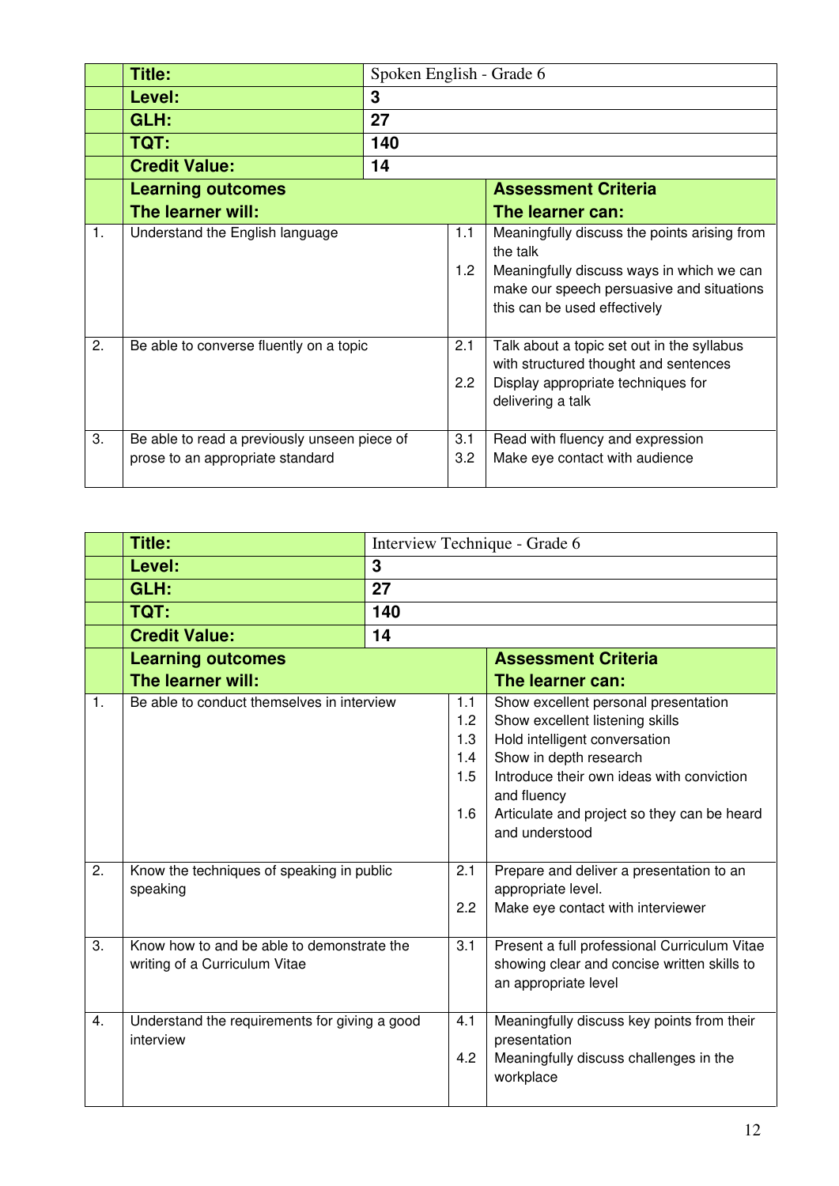| | Title: | Spoken English - Grade 6 | | |
|---|---|---|---|---|
| | **Level:** | **3** | | |
| | **GLH:** | **27** | | |
| | **TQT:** | **140** | | |
| | **Credit Value:** | **14** | | |
| | **Learning outcomes**<br>**The learner will:** | | | **Assessment Criteria**<br>**The learner can:** |
| 1. | Understand the English language | | 1.1<br>1.2 | Meaningfully discuss the points arising from the talk<br>Meaningfully discuss ways in which we can make our speech persuasive and situations this can be used effectively |
| 2. | Be able to converse fluently on a topic | | 2.1<br>2.2 | Talk about a topic set out in the syllabus with structured thought and sentences<br>Display appropriate techniques for delivering a talk |
| 3. | Be able to read a previously unseen piece of prose to an appropriate standard | | 3.1<br>3.2 | Read with fluency and expression<br>Make eye contact with audience |

| | Title: | Interview Technique - Grade 6 | | |
|---|---|---|---|---|
| | **Level:** | **3** | | |
| | **GLH:** | **27** | | |
| | **TQT:** | **140** | | |
| | **Credit Value:** | **14** | | |
| | **Learning outcomes**<br>**The learner will:** | | | **Assessment Criteria**<br>**The learner can:** |
| 1. | Be able to conduct themselves in interview | | 1.1<br>1.2<br>1.3<br>1.4<br>1.5<br>1.6 | Show excellent personal presentation<br>Show excellent listening skills<br>Hold intelligent conversation<br>Show in depth research<br>Introduce their own ideas with conviction and fluency<br>Articulate and project so they can be heard and understood |
| 2. | Know the techniques of speaking in public speaking | | 2.1<br>2.2 | Prepare and deliver a presentation to an appropriate level.<br>Make eye contact with interviewer |
| 3. | Know how to and be able to demonstrate the writing of a Curriculum Vitae | | 3.1 | Present a full professional Curriculum Vitae showing clear and concise written skills to an appropriate level |
| 4. | Understand the requirements for giving a good interview | | 4.1<br>4.2 | Meaningfully discuss key points from their presentation<br>Meaningfully discuss challenges in the workplace |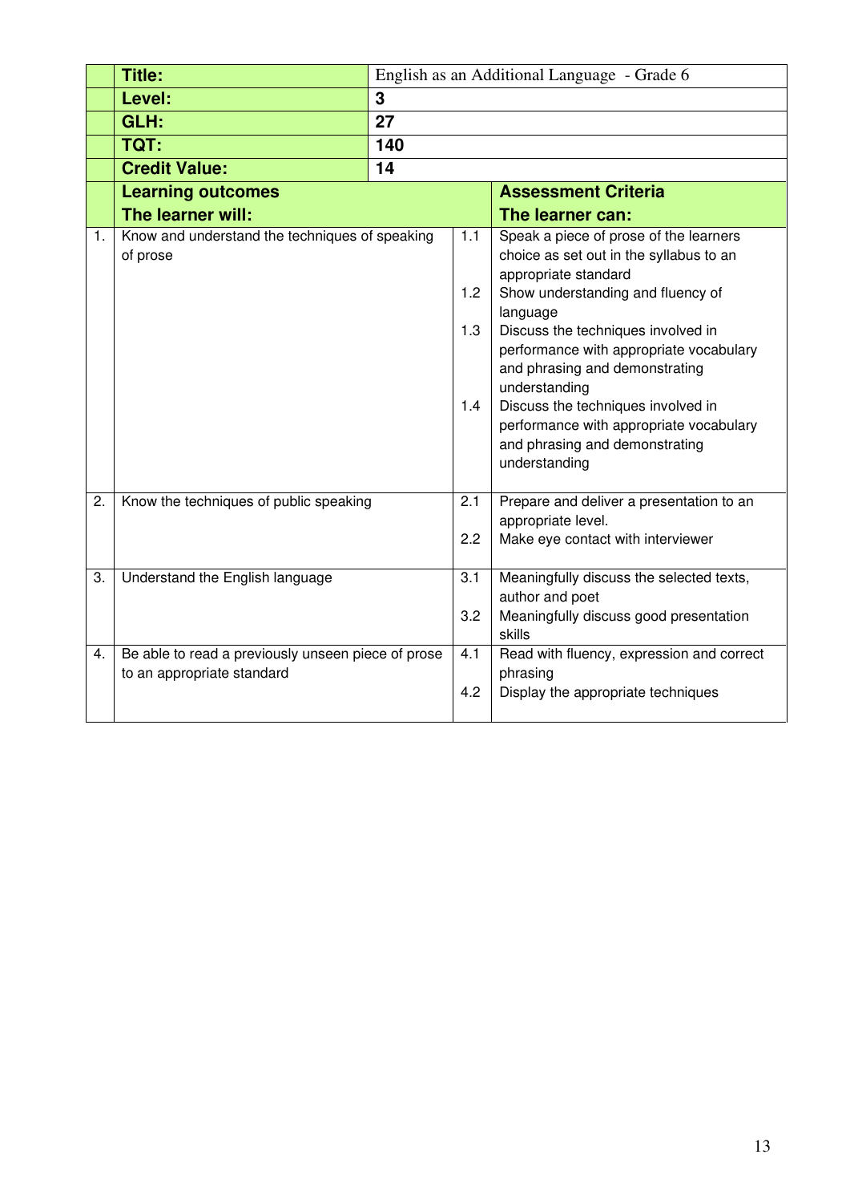| | | | | |
|---|---|---|---|---|
| | **Title:** | English as an Additional Language - Grade 6 | | |
| | **Level:** | **3** | | |
| | **GLH:** | **27** | | |
| | **TQT:** | **140** | | |
| | **Credit Value:** | **14** | | |
| | **Learning outcomes**<br>**The learner will:** | | | **Assessment Criteria**<br>**The learner can:** |
| 1. | Know and understand the techniques of speaking of prose | | 1.1<br><br>1.2<br><br>1.3<br><br>1.4 | Speak a piece of prose of the learners choice as set out in the syllabus to an appropriate standard<br>Show understanding and fluency of language<br>Discuss the techniques involved in performance with appropriate vocabulary and phrasing and demonstrating understanding<br>Discuss the techniques involved in performance with appropriate vocabulary and phrasing and demonstrating understanding |
| 2. | Know the techniques of public speaking | | 2.1<br><br>2.2 | Prepare and deliver a presentation to an appropriate level.<br>Make eye contact with interviewer |
| 3. | Understand the English language | | 3.1<br><br>3.2 | Meaningfully discuss the selected texts, author and poet<br>Meaningfully discuss good presentation skills |
| 4. | Be able to read a previously unseen piece of prose to an appropriate standard | | 4.1<br><br>4.2 | Read with fluency, expression and correct phrasing<br>Display the appropriate techniques |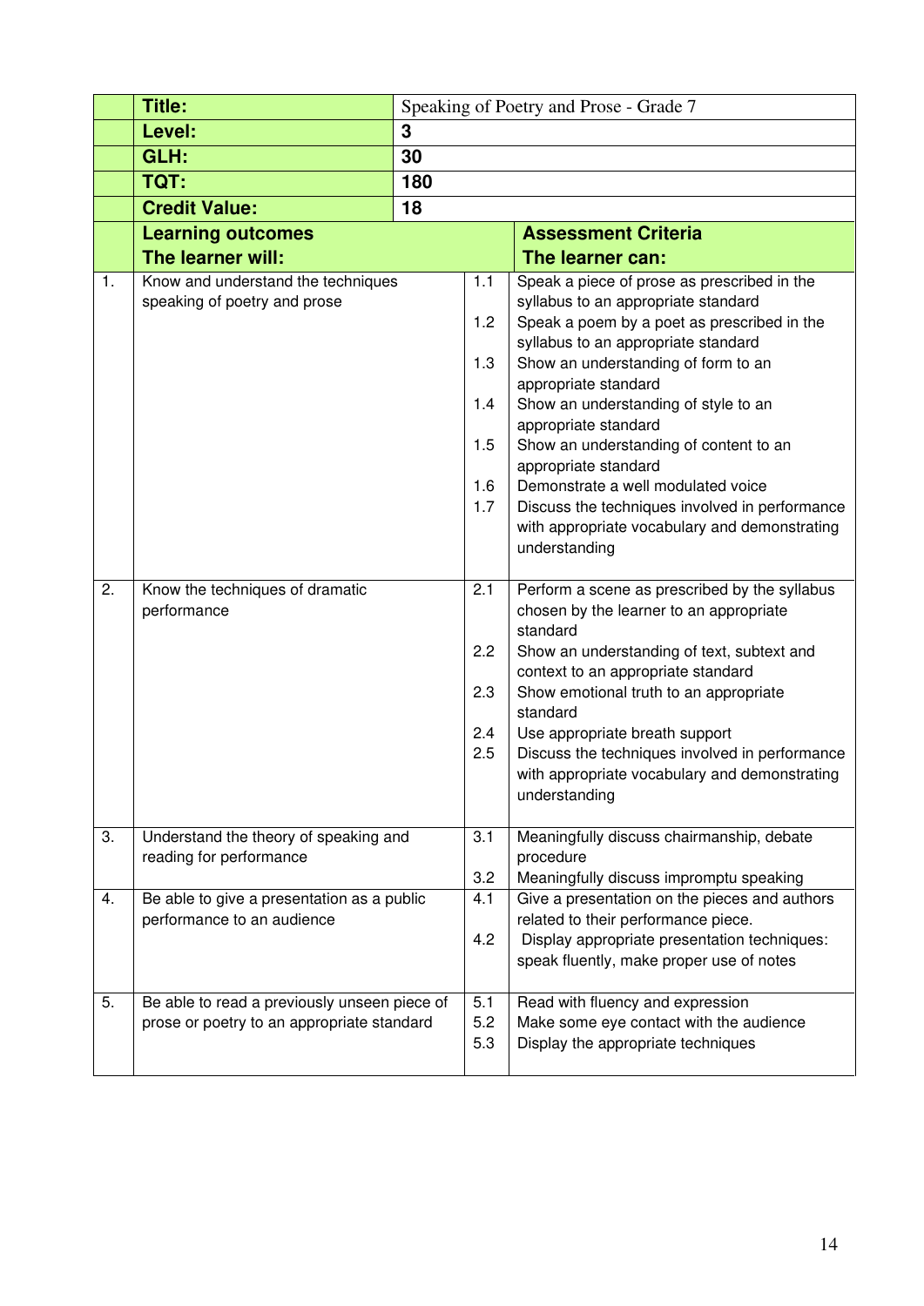| | | |
|---|---|---|
| | **Title:** | Speaking of Poetry and Prose - Grade 7 |
| | **Level:** | **3** |
| | **GLH:** | **30** |
| | **TQT:** | **180** |
| | **Credit Value:** | **18** |

| | **Learning outcomes** **The learner will:** | | **Assessment Criteria** **The learner can:** |
|---|---|---|---|
| 1. | Know and understand the techniques speaking of poetry and prose | 1.1 | Speak a piece of prose as prescribed in the syllabus to an appropriate standard |
| | | 1.2 | Speak a poem by a poet as prescribed in the syllabus to an appropriate standard |
| | | 1.3 | Show an understanding of form to an appropriate standard |
| | | 1.4 | Show an understanding of style to an appropriate standard |
| | | 1.5 | Show an understanding of content to an appropriate standard |
| | | 1.6 | Demonstrate a well modulated voice |
| | | 1.7 | Discuss the techniques involved in performance with appropriate vocabulary and demonstrating understanding |
| 2. | Know the techniques of dramatic performance | 2.1 | Perform a scene as prescribed by the syllabus chosen by the learner to an appropriate standard |
| | | 2.2 | Show an understanding of text, subtext and context to an appropriate standard |
| | | 2.3 | Show emotional truth to an appropriate standard |
| | | 2.4 | Use appropriate breath support |
| | | 2.5 | Discuss the techniques involved in performance with appropriate vocabulary and demonstrating understanding |
| 3. | Understand the theory of speaking and reading for performance | 3.1 | Meaningfully discuss chairmanship, debate procedure |
| | | 3.2 | Meaningfully discuss impromptu speaking |
| 4. | Be able to give a presentation as a public performance to an audience | 4.1 | Give a presentation on the pieces and authors related to their performance piece. |
| | | 4.2 | Display appropriate presentation techniques: speak fluently, make proper use of notes |
| 5. | Be able to read a previously unseen piece of prose or poetry to an appropriate standard | 5.1 | Read with fluency and expression |
| | | 5.2 | Make some eye contact with the audience |
| | | 5.3 | Display the appropriate techniques |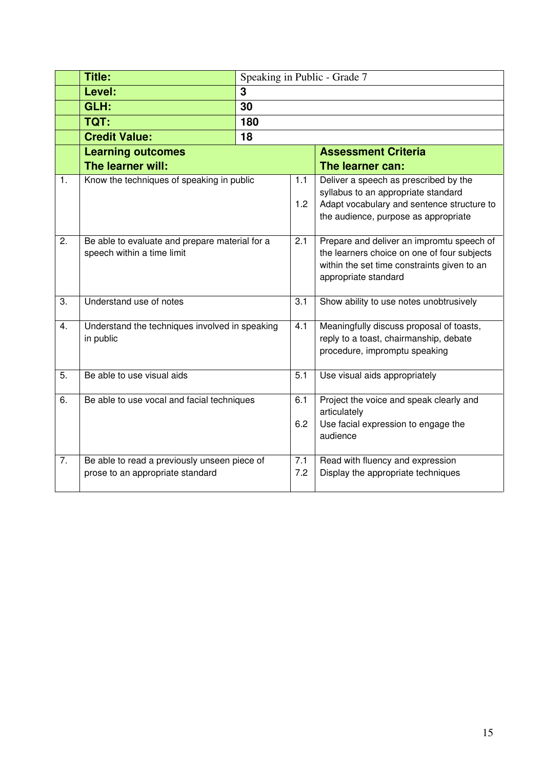| | Title: | Speaking in Public - Grade 7 | |
|---|---|---|---|
| | **Level:** | **3** | |
| | **GLH:** | **30** | |
| | **TQT:** | **180** | |
| | **Credit Value:** | **18** | |
| | **Learning outcomes**<br>**The learner will:** | | **Assessment Criteria**<br>**The learner can:** |
| 1. | Know the techniques of speaking in public | 1.1<br>1.2 | Deliver a speech as prescribed by the syllabus to an appropriate standard<br>Adapt vocabulary and sentence structure to the audience, purpose as appropriate |
| 2. | Be able to evaluate and prepare material for a speech within a time limit | 2.1 | Prepare and deliver an impromtu speech of the learners choice on one of four subjects within the set time constraints given to an appropriate standard |
| 3. | Understand use of notes | 3.1 | Show ability to use notes unobtrusively |
| 4. | Understand the techniques involved in speaking in public | 4.1 | Meaningfully discuss proposal of toasts, reply to a toast, chairmanship, debate procedure, impromptu speaking |
| 5. | Be able to use visual aids | 5.1 | Use visual aids appropriately |
| 6. | Be able to use vocal and facial techniques | 6.1<br>6.2 | Project the voice and speak clearly and articulately<br>Use facial expression to engage the audience |
| 7. | Be able to read a previously unseen piece of prose to an appropriate standard | 7.1<br>7.2 | Read with fluency and expression<br>Display the appropriate techniques |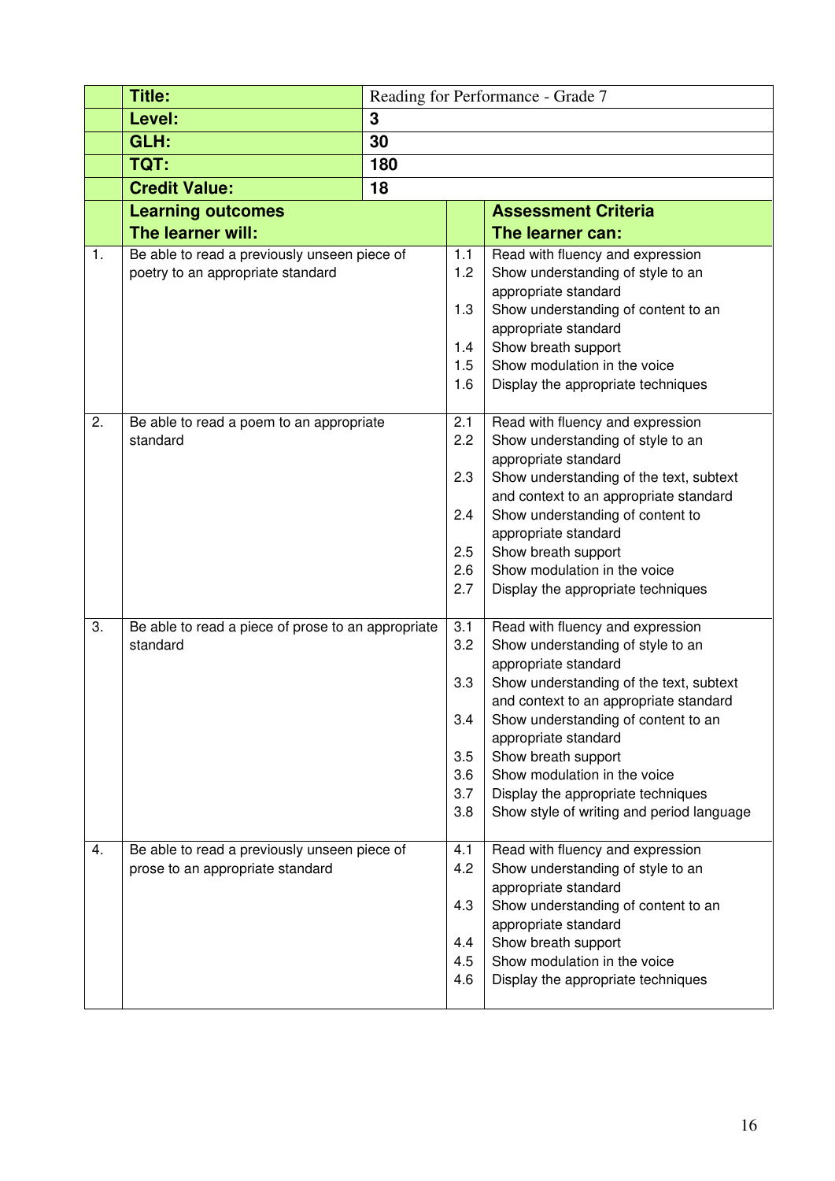| | Title: | Reading for Performance - Grade 7 | |
|---|---|---|---|
| | **Level:** | **3** | |
| | **GLH:** | **30** | |
| | **TQT:** | **180** | |
| | **Credit Value:** | **18** | |

| | Learning outcomes<br>The learner will: | | Assessment Criteria<br>The learner can: |
|---|---|---|---|
| 1. | Be able to read a previously unseen piece of poetry to an appropriate standard | 1.1 | Read with fluency and expression |
| | | 1.2 | Show understanding of style to an appropriate standard |
| | | 1.3 | Show understanding of content to an appropriate standard |
| | | 1.4 | Show breath support |
| | | 1.5 | Show modulation in the voice |
| | | 1.6 | Display the appropriate techniques |
| 2. | Be able to read a poem to an appropriate standard | 2.1 | Read with fluency and expression |
| | | 2.2 | Show understanding of style to an appropriate standard |
| | | 2.3 | Show understanding of the text, subtext and context to an appropriate standard |
| | | 2.4 | Show understanding of content to appropriate standard |
| | | 2.5 | Show breath support |
| | | 2.6 | Show modulation in the voice |
| | | 2.7 | Display the appropriate techniques |
| 3. | Be able to read a piece of prose to an appropriate standard | 3.1 | Read with fluency and expression |
| | | 3.2 | Show understanding of style to an appropriate standard |
| | | 3.3 | Show understanding of the text, subtext and context to an appropriate standard |
| | | 3.4 | Show understanding of content to an appropriate standard |
| | | 3.5 | Show breath support |
| | | 3.6 | Show modulation in the voice |
| | | 3.7 | Display the appropriate techniques |
| | | 3.8 | Show style of writing and period language |
| 4. | Be able to read a previously unseen piece of prose to an appropriate standard | 4.1 | Read with fluency and expression |
| | | 4.2 | Show understanding of style to an appropriate standard |
| | | 4.3 | Show understanding of content to an appropriate standard |
| | | 4.4 | Show breath support |
| | | 4.5 | Show modulation in the voice |
| | | 4.6 | Display the appropriate techniques |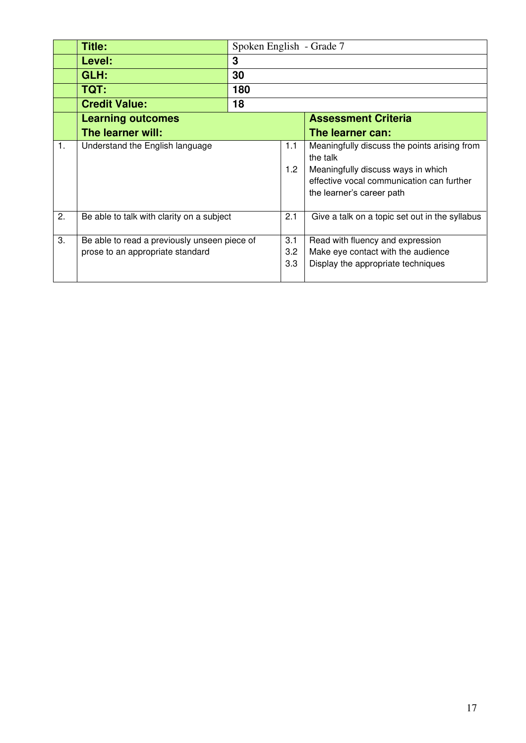| | Title: | Spoken English - Grade 7 | | |
|---|---|---|---|---|
| | **Level:** | **3** | | |
| | **GLH:** | **30** | | |
| | **TQT:** | **180** | | |
| | **Credit Value:** | **18** | | |
| | **Learning outcomes**<br>**The learner will:** | | | **Assessment Criteria**<br>**The learner can:** |
| 1. | Understand the English language | | 1.1<br>1.2 | Meaningfully discuss the points arising from the talk<br>Meaningfully discuss ways in which effective vocal communication can further the learner's career path |
| 2. | Be able to talk with clarity on a subject | | 2.1 | Give a talk on a topic set out in the syllabus |
| 3. | Be able to read a previously unseen piece of prose to an appropriate standard | | 3.1<br>3.2<br>3.3 | Read with fluency and expression<br>Make eye contact with the audience<br>Display the appropriate techniques |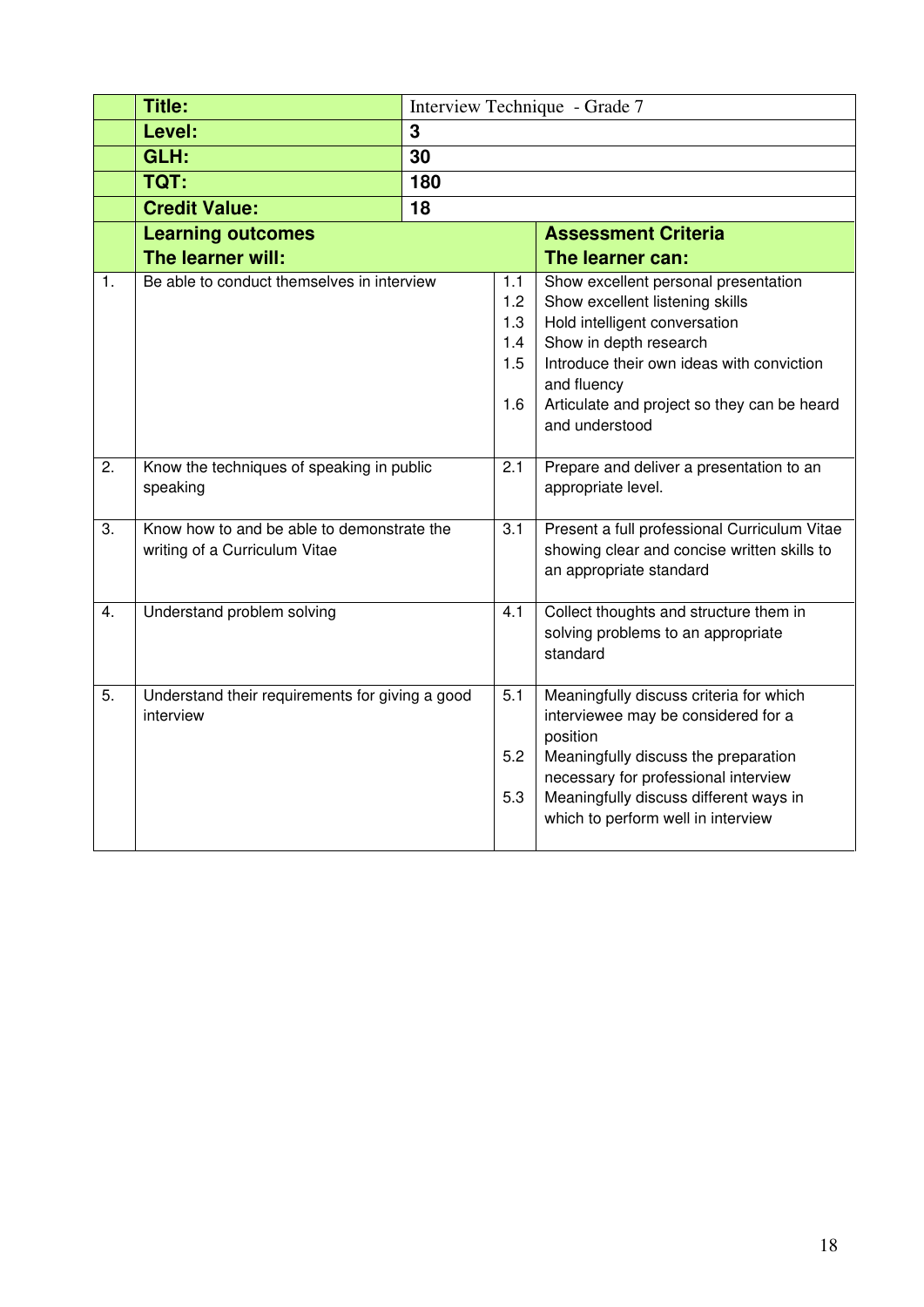| | Title: | Interview Technique - Grade 7 | |
|---|---|---|---|
| | **Level:** | **3** | |
| | **GLH:** | **30** | |
| | **TQT:** | **180** | |
| | **Credit Value:** | **18** | |
| | **Learning outcomes**<br>**The learner will:** | | **Assessment Criteria**<br>**The learner can:** |
| 1. | Be able to conduct themselves in interview | 1.1<br>1.2<br>1.3<br>1.4<br>1.5<br><br>1.6 | Show excellent personal presentation<br>Show excellent listening skills<br>Hold intelligent conversation<br>Show in depth research<br>Introduce their own ideas with conviction and fluency<br>Articulate and project so they can be heard and understood |
| 2. | Know the techniques of speaking in public speaking | 2.1 | Prepare and deliver a presentation to an appropriate level. |
| 3. | Know how to and be able to demonstrate the writing of a Curriculum Vitae | 3.1 | Present a full professional Curriculum Vitae showing clear and concise written skills to an appropriate standard |
| 4. | Understand problem solving | 4.1 | Collect thoughts and structure them in solving problems to an appropriate standard |
| 5. | Understand their requirements for giving a good interview | 5.1<br><br>5.2<br><br>5.3 | Meaningfully discuss criteria for which interviewee may be considered for a position<br>Meaningfully discuss the preparation necessary for professional interview<br>Meaningfully discuss different ways in which to perform well in interview |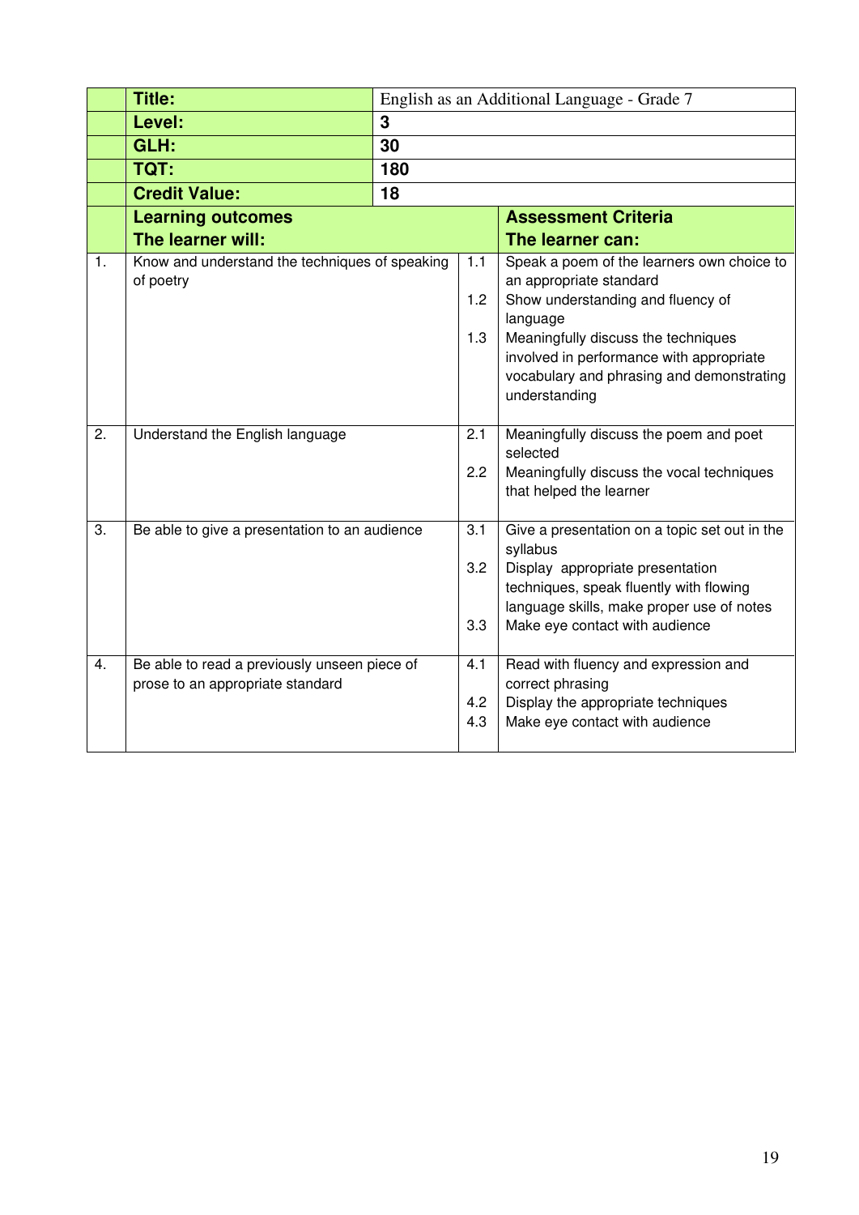| | | | | |
|---|---|---|---|---|
| | **Title:** | English as an Additional Language - Grade 7 | | |
| | **Level:** | **3** | | |
| | **GLH:** | **30** | | |
| | **TQT:** | **180** | | |
| | **Credit Value:** | **18** | | |
| | **Learning outcomes**<br>**The learner will:** | | | **Assessment Criteria**<br>**The learner can:** |
| 1. | Know and understand the techniques of speaking of poetry | | 1.1<br>1.2<br>1.3 | Speak a poem of the learners own choice to an appropriate standard<br>Show understanding and fluency of language<br>Meaningfully discuss the techniques involved in performance with appropriate vocabulary and phrasing and demonstrating understanding |
| 2. | Understand the English language | | 2.1<br>2.2 | Meaningfully discuss the poem and poet selected<br>Meaningfully discuss the vocal techniques that helped the learner |
| 3. | Be able to give a presentation to an audience | | 3.1<br>3.2<br>3.3 | Give a presentation on a topic set out in the syllabus<br>Display appropriate presentation techniques, speak fluently with flowing language skills, make proper use of notes<br>Make eye contact with audience |
| 4. | Be able to read a previously unseen piece of prose to an appropriate standard | | 4.1<br>4.2<br>4.3 | Read with fluency and expression and correct phrasing<br>Display the appropriate techniques<br>Make eye contact with audience |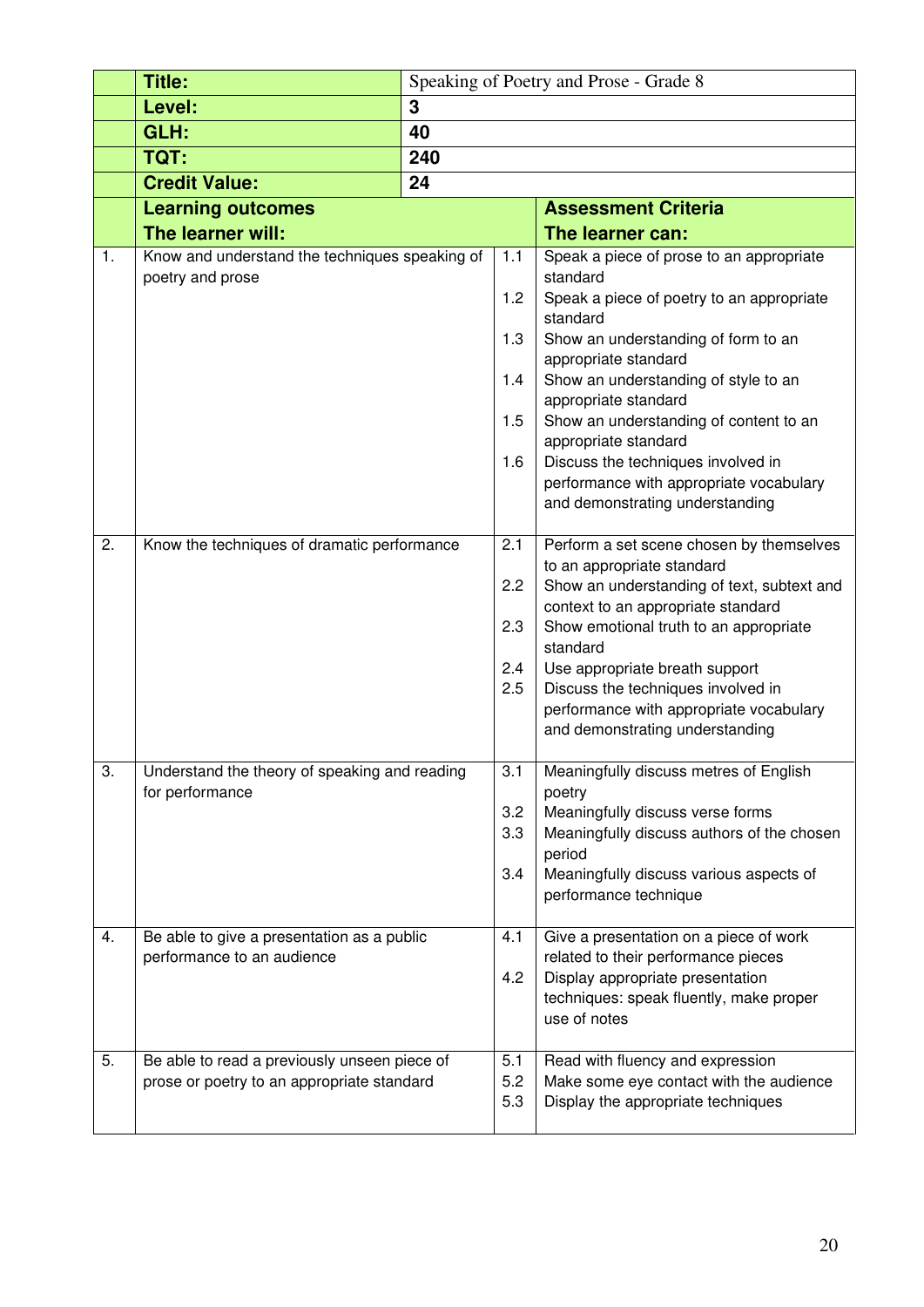| | Title: | Speaking of Poetry and Prose - Grade 8 | |
|---|---|---|---|
| | **Level:** | **3** | |
| | **GLH:** | **40** | |
| | **TQT:** | **240** | |
| | **Credit Value:** | **24** | |
| | **Learning outcomes**<br>**The learner will:** | | **Assessment Criteria**<br>**The learner can:** |
| 1. | Know and understand the techniques speaking of poetry and prose | 1.1 | Speak a piece of prose to an appropriate standard |
| | | 1.2 | Speak a piece of poetry to an appropriate standard |
| | | 1.3 | Show an understanding of form to an appropriate standard |
| | | 1.4 | Show an understanding of style to an appropriate standard |
| | | 1.5 | Show an understanding of content to an appropriate standard |
| | | 1.6 | Discuss the techniques involved in performance with appropriate vocabulary and demonstrating understanding |
| 2. | Know the techniques of dramatic performance | 2.1 | Perform a set scene chosen by themselves to an appropriate standard |
| | | 2.2 | Show an understanding of text, subtext and context to an appropriate standard |
| | | 2.3 | Show emotional truth to an appropriate standard |
| | | 2.4 | Use appropriate breath support |
| | | 2.5 | Discuss the techniques involved in performance with appropriate vocabulary and demonstrating understanding |
| 3. | Understand the theory of speaking and reading for performance | 3.1 | Meaningfully discuss metres of English poetry |
| | | 3.2 | Meaningfully discuss verse forms |
| | | 3.3 | Meaningfully discuss authors of the chosen period |
| | | 3.4 | Meaningfully discuss various aspects of performance technique |
| 4. | Be able to give a presentation as a public performance to an audience | 4.1 | Give a presentation on a piece of work related to their performance pieces |
| | | 4.2 | Display appropriate presentation techniques: speak fluently, make proper use of notes |
| 5. | Be able to read a previously unseen piece of prose or poetry to an appropriate standard | 5.1 | Read with fluency and expression |
| | | 5.2 | Make some eye contact with the audience |
| | | 5.3 | Display the appropriate techniques |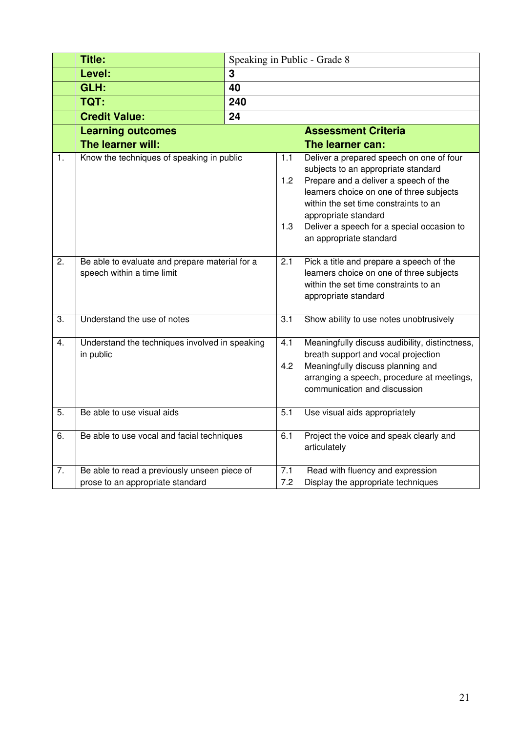| | | | | |
|---|---|---|---|---|
| | **Title:** | Speaking in Public - Grade 8 | | |
| | **Level:** | **3** | | |
| | **GLH:** | **40** | | |
| | **TQT:** | **240** | | |
| | **Credit Value:** | **24** | | |
| | **Learning outcomes**<br>**The learner will:** | | | **Assessment Criteria**<br>**The learner can:** |
| 1. | Know the techniques of speaking in public | | 1.1<br>1.2<br>1.3 | Deliver a prepared speech on one of four subjects to an appropriate standard<br>Prepare and a deliver a speech of the learners choice on one of three subjects within the set time constraints to an appropriate standard<br>Deliver a speech for a special occasion to an appropriate standard |
| 2. | Be able to evaluate and prepare material for a speech within a time limit | | 2.1 | Pick a title and prepare a speech of the learners choice on one of three subjects within the set time constraints to an appropriate standard |
| 3. | Understand the use of notes | | 3.1 | Show ability to use notes unobtrusively |
| 4. | Understand the techniques involved in speaking in public | | 4.1<br>4.2 | Meaningfully discuss audibility, distinctness, breath support and vocal projection<br>Meaningfully discuss planning and arranging a speech, procedure at meetings, communication and discussion |
| 5. | Be able to use visual aids | | 5.1 | Use visual aids appropriately |
| 6. | Be able to use vocal and facial techniques | | 6.1 | Project the voice and speak clearly and articulately |
| 7. | Be able to read a previously unseen piece of prose to an appropriate standard | | 7.1<br>7.2 | Read with fluency and expression<br>Display the appropriate techniques |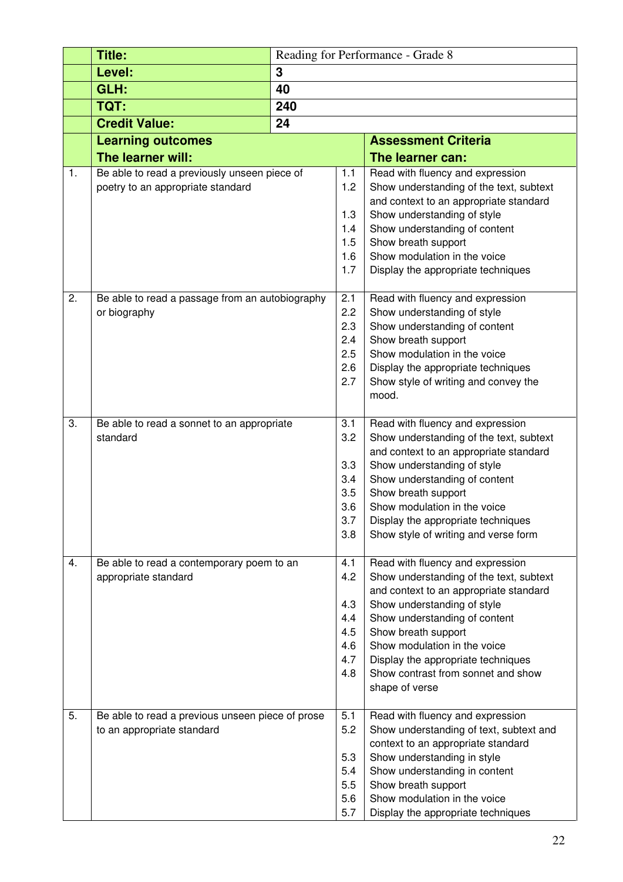| | Title: | Reading for Performance - Grade 8 | | |
|---|---|---|---|---|
| | **Level:** | **3** | | |
| | **GLH:** | **40** | | |
| | **TQT:** | **240** | | |
| | **Credit Value:** | **24** | | |
| | **Learning outcomes**<br>**The learner will:** | | | **Assessment Criteria**<br>**The learner can:** |
| 1. | Be able to read a previously unseen piece of poetry to an appropriate standard | | 1.1<br>1.2<br><br>1.3<br>1.4<br>1.5<br>1.6<br>1.7 | Read with fluency and expression<br>Show understanding of the text, subtext and context to an appropriate standard<br>Show understanding of style<br>Show understanding of content<br>Show breath support<br>Show modulation in the voice<br>Display the appropriate techniques |
| 2. | Be able to read a passage from an autobiography or biography | | 2.1<br>2.2<br>2.3<br>2.4<br>2.5<br>2.6<br>2.7 | Read with fluency and expression<br>Show understanding of style<br>Show understanding of content<br>Show breath support<br>Show modulation in the voice<br>Display the appropriate techniques<br>Show style of writing and convey the mood. |
| 3. | Be able to read a sonnet to an appropriate standard | | 3.1<br>3.2<br><br>3.3<br>3.4<br>3.5<br>3.6<br>3.7<br>3.8 | Read with fluency and expression<br>Show understanding of the text, subtext and context to an appropriate standard<br>Show understanding of style<br>Show understanding of content<br>Show breath support<br>Show modulation in the voice<br>Display the appropriate techniques<br>Show style of writing and verse form |
| 4. | Be able to read a contemporary poem to an appropriate standard | | 4.1<br>4.2<br><br>4.3<br>4.4<br>4.5<br>4.6<br>4.7<br>4.8 | Read with fluency and expression<br>Show understanding of the text, subtext and context to an appropriate standard<br>Show understanding of style<br>Show understanding of content<br>Show breath support<br>Show modulation in the voice<br>Display the appropriate techniques<br>Show contrast from sonnet and show shape of verse |
| 5. | Be able to read a previous unseen piece of prose to an appropriate standard | | 5.1<br>5.2<br><br>5.3<br>5.4<br>5.5<br>5.6<br>5.7 | Read with fluency and expression<br>Show understanding of text, subtext and context to an appropriate standard<br>Show understanding in style<br>Show understanding in content<br>Show breath support<br>Show modulation in the voice<br>Display the appropriate techniques |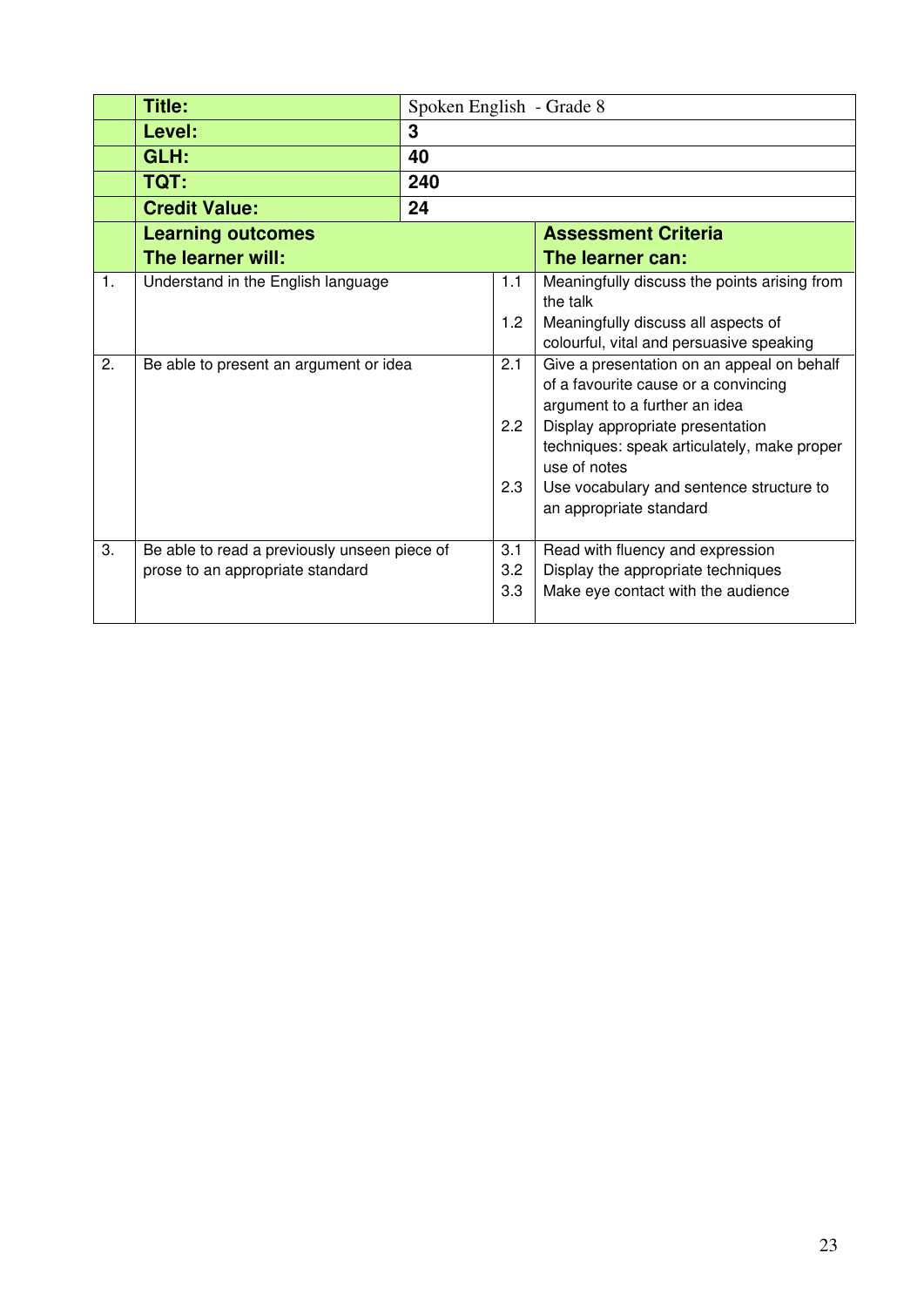| | Title: | Spoken English - Grade 8 | |
|---|---|---|---|
| | **Level:** | **3** | |
| | **GLH:** | **40** | |
| | **TQT:** | **240** | |
| | **Credit Value:** | **24** | |
| | **Learning outcomes**<br>**The learner will:** | | **Assessment Criteria**<br>**The learner can:** |
| 1. | Understand in the English language | 1.1<br>1.2 | Meaningfully discuss the points arising from the talk<br>Meaningfully discuss all aspects of colourful, vital and persuasive speaking |
| 2. | Be able to present an argument or idea | 2.1<br>2.2<br>2.3 | Give a presentation on an appeal on behalf of a favourite cause or a convincing argument to a further an idea<br>Display appropriate presentation techniques: speak articulately, make proper use of notes<br>Use vocabulary and sentence structure to an appropriate standard |
| 3. | Be able to read a previously unseen piece of prose to an appropriate standard | 3.1<br>3.2<br>3.3 | Read with fluency and expression<br>Display the appropriate techniques<br>Make eye contact with the audience |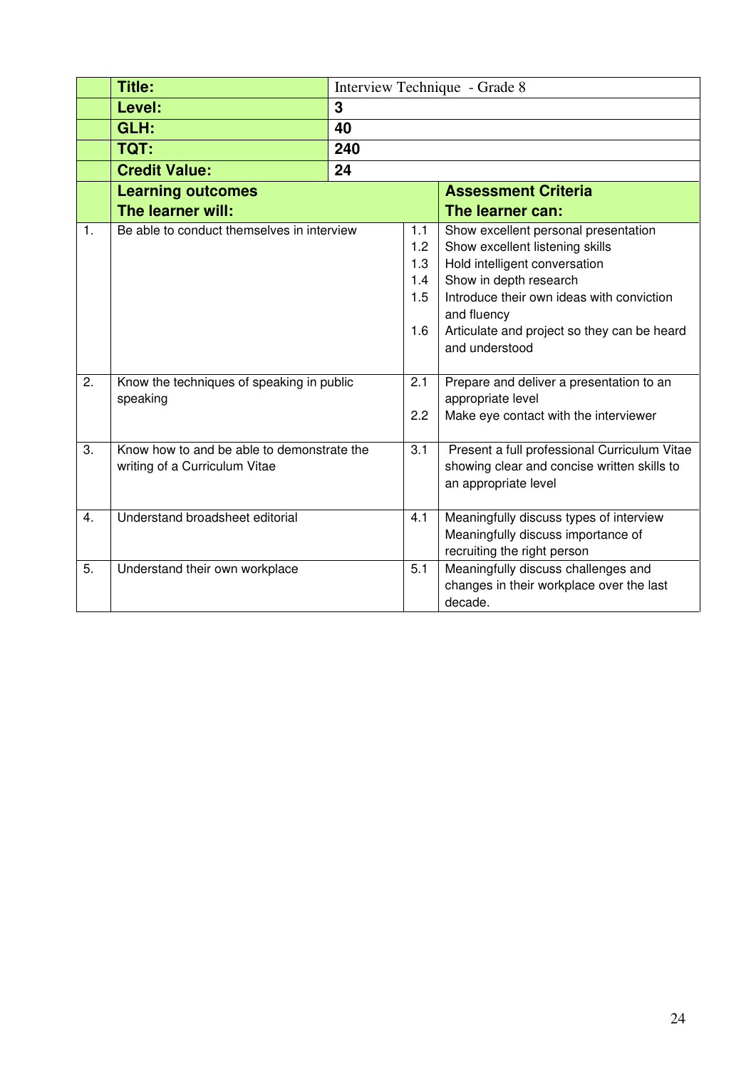| | Title: | Interview Technique - Grade 8 | |
|---|---|---|---|
| | **Level:** | **3** | |
| | **GLH:** | **40** | |
| | **TQT:** | **240** | |
| | **Credit Value:** | **24** | |
| | **Learning outcomes**<br>**The learner will:** | | **Assessment Criteria**<br>**The learner can:** |
| 1. | Be able to conduct themselves in interview | 1.1<br>1.2<br>1.3<br>1.4<br>1.5<br>1.6 | Show excellent personal presentation<br>Show excellent listening skills<br>Hold intelligent conversation<br>Show in depth research<br>Introduce their own ideas with conviction and fluency<br>Articulate and project so they can be heard and understood |
| 2. | Know the techniques of speaking in public speaking | 2.1<br>2.2 | Prepare and deliver a presentation to an appropriate level<br>Make eye contact with the interviewer |
| 3. | Know how to and be able to demonstrate the writing of a Curriculum Vitae | 3.1 | Present a full professional Curriculum Vitae showing clear and concise written skills to an appropriate level |
| 4. | Understand broadsheet editorial | 4.1 | Meaningfully discuss types of interview<br>Meaningfully discuss importance of recruiting the right person |
| 5. | Understand their own workplace | 5.1 | Meaningfully discuss challenges and changes in their workplace over the last decade. |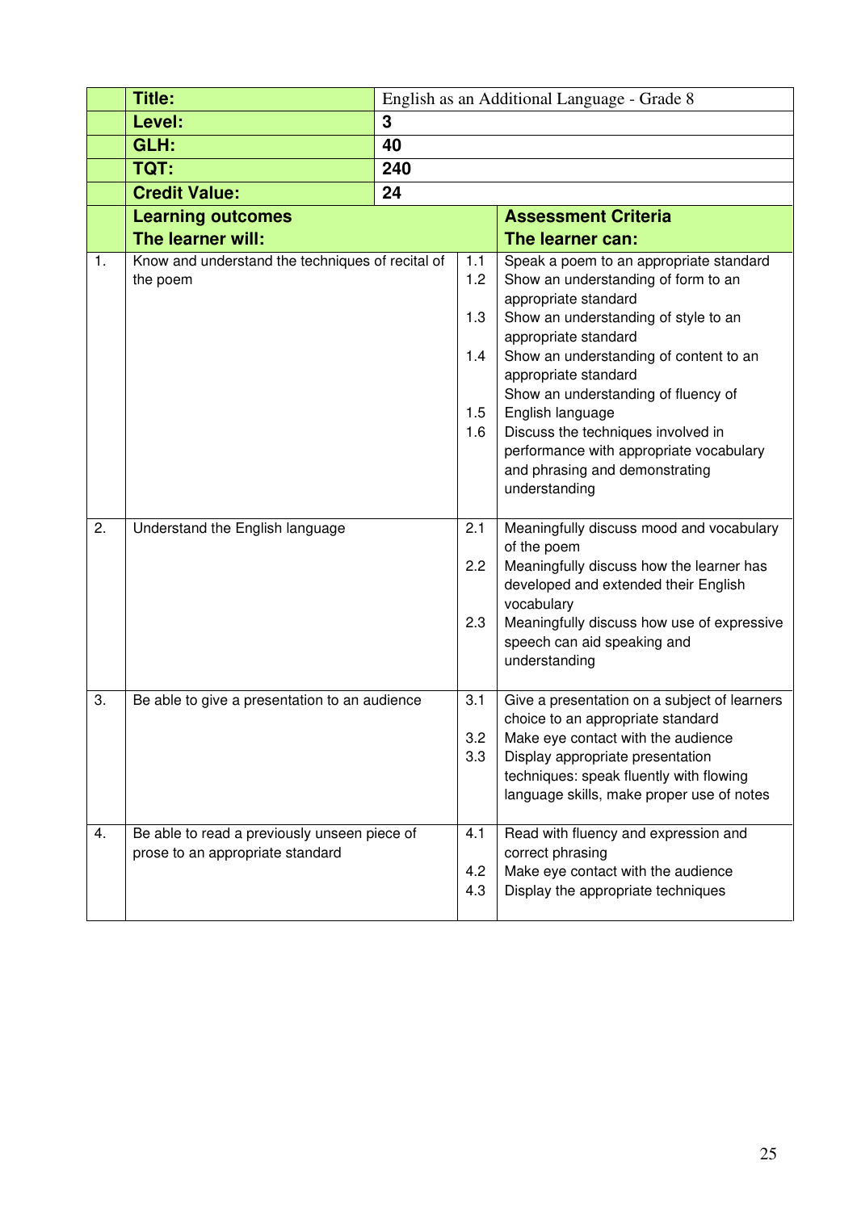| | | | | |
|---|---|---|---|---|
| | **Title:** | English as an Additional Language - Grade 8 | | |
| | **Level:** | **3** | | |
| | **GLH:** | **40** | | |
| | **TQT:** | **240** | | |
| | **Credit Value:** | **24** | | |
| | **Learning outcomes**<br>**The learner will:** | | | **Assessment Criteria**<br>**The learner can:** |
| 1. | Know and understand the techniques of recital of the poem | | 1.1<br>1.2<br>1.3<br>1.4<br>1.5<br>1.6 | Speak a poem to an appropriate standard<br>Show an understanding of form to an appropriate standard<br>Show an understanding of style to an appropriate standard<br>Show an understanding of content to an appropriate standard<br>Show an understanding of fluency of English language<br>Discuss the techniques involved in performance with appropriate vocabulary and phrasing and demonstrating understanding |
| 2. | Understand the English language | | 2.1<br>2.2<br>2.3 | Meaningfully discuss mood and vocabulary of the poem<br>Meaningfully discuss how the learner has developed and extended their English vocabulary<br>Meaningfully discuss how use of expressive speech can aid speaking and understanding |
| 3. | Be able to give a presentation to an audience | | 3.1<br>3.2<br>3.3 | Give a presentation on a subject of learners choice to an appropriate standard<br>Make eye contact with the audience<br>Display appropriate presentation techniques: speak fluently with flowing language skills, make proper use of notes |
| 4. | Be able to read a previously unseen piece of prose to an appropriate standard | | 4.1<br>4.2<br>4.3 | Read with fluency and expression and correct phrasing<br>Make eye contact with the audience<br>Display the appropriate techniques |